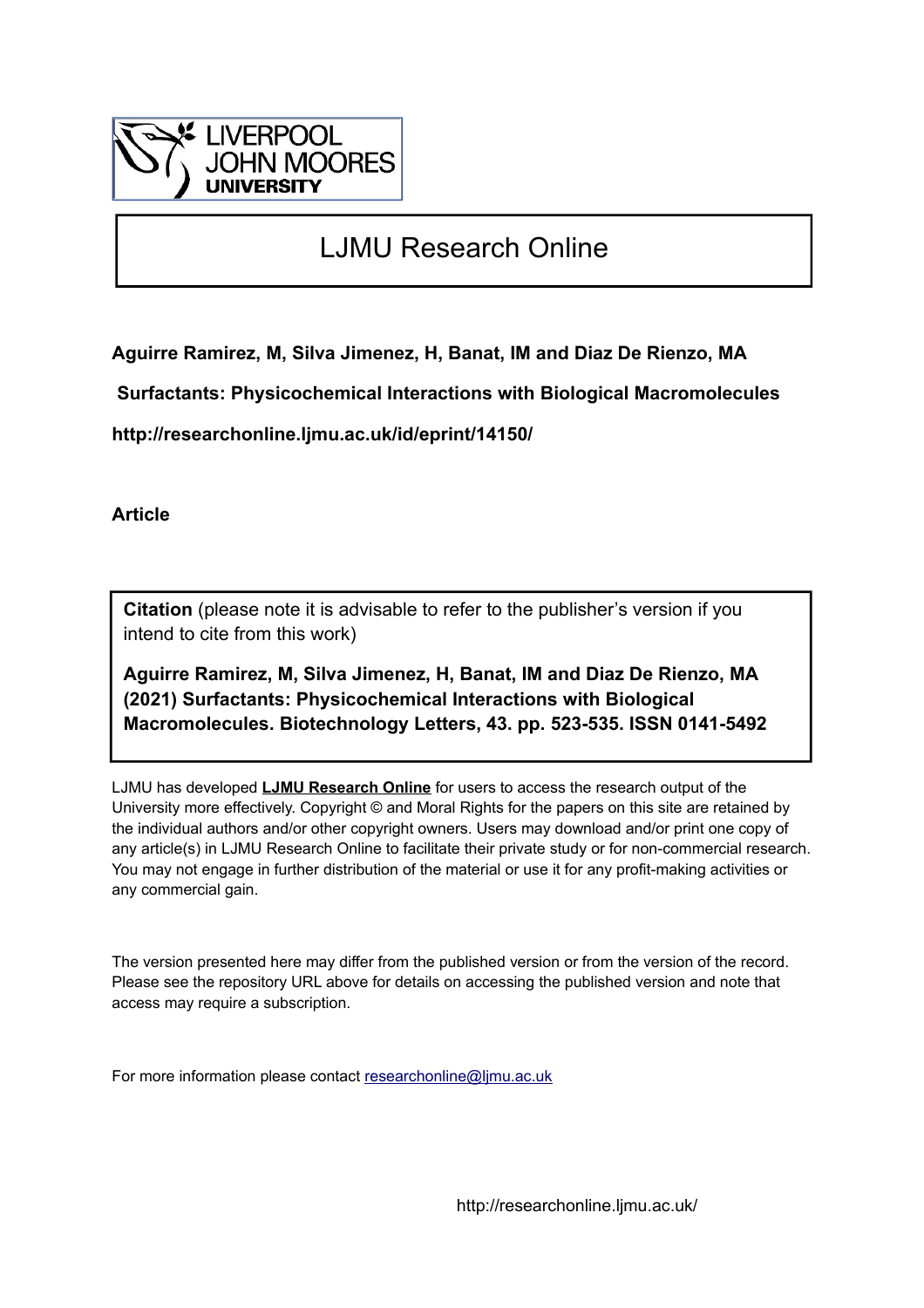LIVERPOOL JOHN MOORES UNIVERSITY

# LJMU Research Online

**Aguirre Ramirez, M, Silva Jimenez, H, Banat, IM and Diaz De Rienzo, MA**

**Surfactants: Physicochemical Interactions with Biological Macromolecules**

**http://researchonline.ljmu.ac.uk/id/eprint/14150/**

**Article**

**Citation** (please note it is advisable to refer to the publisher's version if you intend to cite from this work)

**Aguirre Ramirez, M, Silva Jimenez, H, Banat, IM and Diaz De Rienzo, MA (2021) Surfactants: Physicochemical Interactions with Biological Macromolecules. Biotechnology Letters, 43. pp. 523-535. ISSN 0141-5492**

LJMU has developed **LJMU Research Online** for users to access the research output of the University more effectively. Copyright © and Moral Rights for the papers on this site are retained by the individual authors and/or other copyright owners. Users may download and/or print one copy of any article(s) in LJMU Research Online to facilitate their private study or for non-commercial research. You may not engage in further distribution of the material or use it for any profit-making activities or any commercial gain.

The version presented here may differ from the published version or from the version of the record. Please see the repository URL above for details on accessing the published version and note that access may require a subscription.

For more information please contact researchonline@ljmu.ac.uk

http://researchonline.ljmu.ac.uk/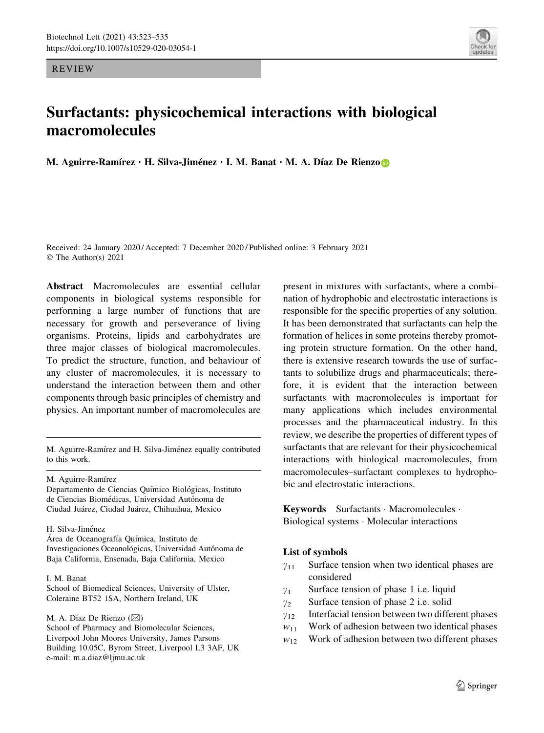REVIEW

# Surfactants: physicochemical interactions with biological macromolecules

**M. Aguirre-Ramírez · H. Silva-Jiménez · I. M. Banat · M. A. Díaz De Rienzo**

Received: 24 January 2020 / Accepted: 7 December 2020 / Published online: 3 February 2021
© The Author(s) 2021

**Abstract** Macromolecules are essential cellular components in biological systems responsible for performing a large number of functions that are necessary for growth and perseverance of living organisms. Proteins, lipids and carbohydrates are three major classes of biological macromolecules. To predict the structure, function, and behaviour of any cluster of macromolecules, it is necessary to understand the interaction between them and other components through basic principles of chemistry and physics. An important number of macromolecules are present in mixtures with surfactants, where a combination of hydrophobic and electrostatic interactions is responsible for the specific properties of any solution. It has been demonstrated that surfactants can help the formation of helices in some proteins thereby promoting protein structure formation. On the other hand, there is extensive research towards the use of surfactants to solubilize drugs and pharmaceuticals; therefore, it is evident that the interaction between surfactants with macromolecules is important for many applications which includes environmental processes and the pharmaceutical industry. In this review, we describe the properties of different types of surfactants that are relevant for their physicochemical interactions with biological macromolecules, from macromolecules–surfactant complexes to hydrophobic and electrostatic interactions.

**Keywords** Surfactants · Macromolecules · Biological systems · Molecular interactions

M. Aguirre-Ramírez and H. Silva-Jiménez equally contributed to this work.

M. Aguirre-Ramírez
Departamento de Ciencias Químico Biológicas, Instituto de Ciencias Biomédicas, Universidad Autónoma de Ciudad Juárez, Ciudad Juárez, Chihuahua, Mexico

H. Silva-Jiménez
Área de Oceanografía Química, Instituto de Investigaciones Oceanológicas, Universidad Autónoma de Baja California, Ensenada, Baja California, Mexico

I. M. Banat
School of Biomedical Sciences, University of Ulster, Coleraine BT52 1SA, Northern Ireland, UK

M. A. Díaz De Rienzo (✉)
School of Pharmacy and Biomolecular Sciences, Liverpool John Moores University, James Parsons Building 10.05C, Byrom Street, Liverpool L3 3AF, UK
e-mail: m.a.diaz@ljmu.ac.uk

**List of symbols**

- $\gamma_{11}$ Surface tension when two identical phases are considered
- $\gamma_1$ Surface tension of phase 1 i.e. liquid
- $\gamma_2$ Surface tension of phase 2 i.e. solid
- $\gamma_{12}$ Interfacial tension between two different phases
- $w_{11}$ Work of adhesion between two identical phases
- $w_{12}$ Work of adhesion between two different phases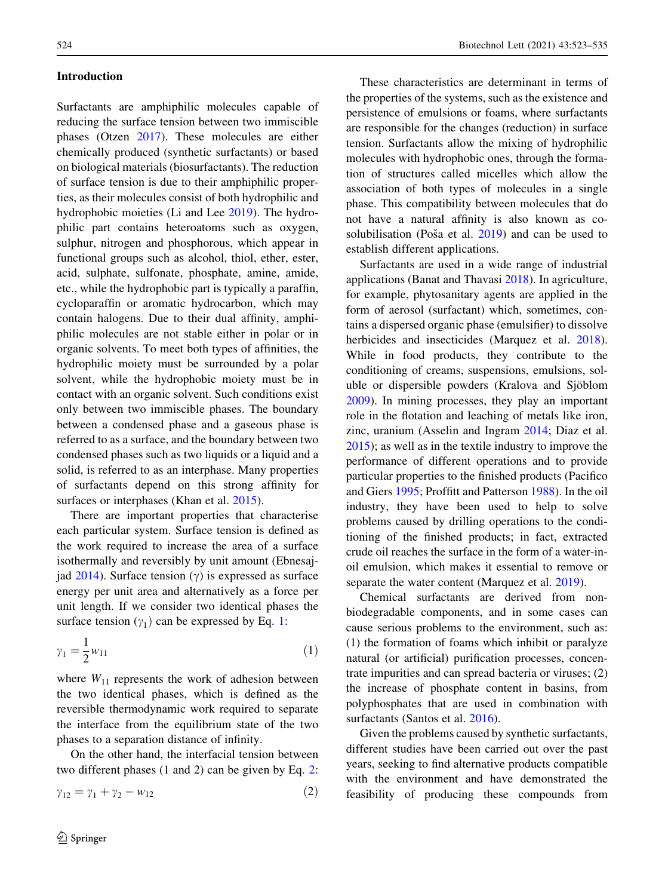## Introduction

Surfactants are amphiphilic molecules capable of reducing the surface tension between two immiscible phases (Otzen 2017). These molecules are either chemically produced (synthetic surfactants) or based on biological materials (biosurfactants). The reduction of surface tension is due to their amphiphilic properties, as their molecules consist of both hydrophilic and hydrophobic moieties (Li and Lee 2019). The hydrophilic part contains heteroatoms such as oxygen, sulphur, nitrogen and phosphorous, which appear in functional groups such as alcohol, thiol, ether, ester, acid, sulphate, sulfonate, phosphate, amine, amide, etc., while the hydrophobic part is typically a paraffin, cycloparaffin or aromatic hydrocarbon, which may contain halogens. Due to their dual affinity, amphiphilic molecules are not stable either in polar or in organic solvents. To meet both types of affinities, the hydrophilic moiety must be surrounded by a polar solvent, while the hydrophobic moiety must be in contact with an organic solvent. Such conditions exist only between two immiscible phases. The boundary between a condensed phase and a gaseous phase is referred to as a surface, and the boundary between two condensed phases such as two liquids or a liquid and a solid, is referred to as an interphase. Many properties of surfactants depend on this strong affinity for surfaces or interphases (Khan et al. 2015).

There are important properties that characterise each particular system. Surface tension is defined as the work required to increase the area of a surface isothermally and reversibly by unit amount (Ebnesajjad 2014). Surface tension ($\gamma$) is expressed as surface energy per unit area and alternatively as a force per unit length. If we consider two identical phases the surface tension ($\gamma_1$) can be expressed by Eq. 1:

$$\gamma_1 = \frac{1}{2} w_{11} \tag{1}$$

where $W_{11}$ represents the work of adhesion between the two identical phases, which is defined as the reversible thermodynamic work required to separate the interface from the equilibrium state of the two phases to a separation distance of infinity.

On the other hand, the interfacial tension between two different phases (1 and 2) can be given by Eq. 2:

$$\gamma_{12} = \gamma_1 + \gamma_2 - w_{12} \tag{2}$$

These characteristics are determinant in terms of the properties of the systems, such as the existence and persistence of emulsions or foams, where surfactants are responsible for the changes (reduction) in surface tension. Surfactants allow the mixing of hydrophilic molecules with hydrophobic ones, through the formation of structures called micelles which allow the association of both types of molecules in a single phase. This compatibility between molecules that do not have a natural affinity is also known as co-solubilisation (Poša et al. 2019) and can be used to establish different applications.

Surfactants are used in a wide range of industrial applications (Banat and Thavasi 2018). In agriculture, for example, phytosanitary agents are applied in the form of aerosol (surfactant) which, sometimes, contains a dispersed organic phase (emulsifier) to dissolve herbicides and insecticides (Marquez et al. 2018). While in food products, they contribute to the conditioning of creams, suspensions, emulsions, soluble or dispersible powders (Kralova and Sjöblom 2009). In mining processes, they play an important role in the flotation and leaching of metals like iron, zinc, uranium (Asselin and Ingram 2014; Diaz et al. 2015); as well as in the textile industry to improve the performance of different operations and to provide particular properties to the finished products (Pacifico and Giers 1995; Proffitt and Patterson 1988). In the oil industry, they have been used to help to solve problems caused by drilling operations to the conditioning of the finished products; in fact, extracted crude oil reaches the surface in the form of a water-in-oil emulsion, which makes it essential to remove or separate the water content (Marquez et al. 2019).

Chemical surfactants are derived from non-biodegradable components, and in some cases can cause serious problems to the environment, such as: (1) the formation of foams which inhibit or paralyze natural (or artificial) purification processes, concentrate impurities and can spread bacteria or viruses; (2) the increase of phosphate content in basins, from polyphosphates that are used in combination with surfactants (Santos et al. 2016).

Given the problems caused by synthetic surfactants, different studies have been carried out over the past years, seeking to find alternative products compatible with the environment and have demonstrated the feasibility of producing these compounds from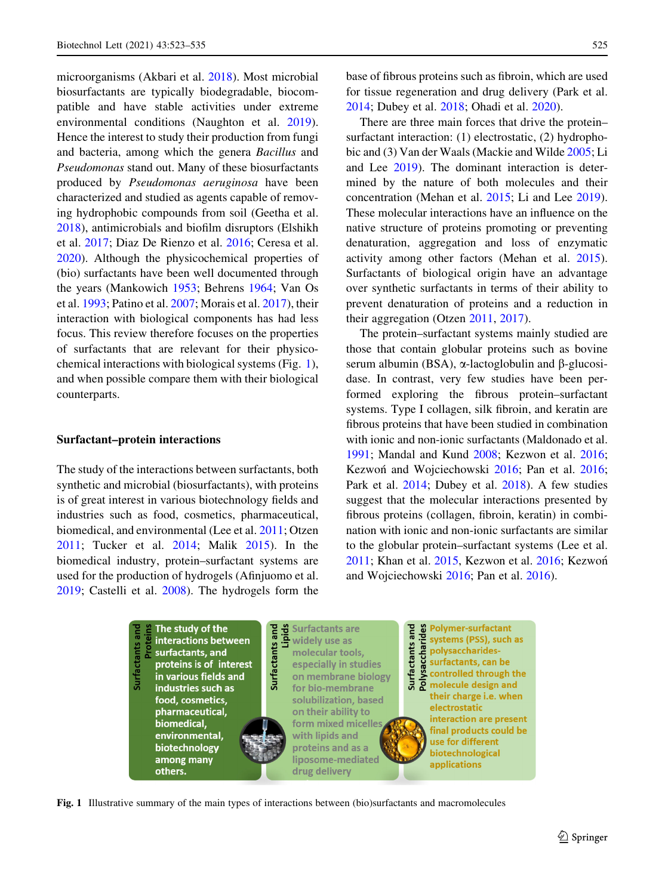microorganisms (Akbari et al. 2018). Most microbial biosurfactants are typically biodegradable, biocompatible and have stable activities under extreme environmental conditions (Naughton et al. 2019). Hence the interest to study their production from fungi and bacteria, among which the genera *Bacillus* and *Pseudomonas* stand out. Many of these biosurfactants produced by *Pseudomonas aeruginosa* have been characterized and studied as agents capable of removing hydrophobic compounds from soil (Geetha et al. 2018), antimicrobials and biofilm disruptors (Elshikh et al. 2017; Diaz De Rienzo et al. 2016; Ceresa et al. 2020). Although the physicochemical properties of (bio) surfactants have been well documented through the years (Mankowich 1953; Behrens 1964; Van Os et al. 1993; Patino et al. 2007; Morais et al. 2017), their interaction with biological components has had less focus. This review therefore focuses on the properties of surfactants that are relevant for their physicochemical interactions with biological systems (Fig. 1), and when possible compare them with their biological counterparts.

## Surfactant–protein interactions

The study of the interactions between surfactants, both synthetic and microbial (biosurfactants), with proteins is of great interest in various biotechnology fields and industries such as food, cosmetics, pharmaceutical, biomedical, and environmental (Lee et al. 2011; Otzen 2011; Tucker et al. 2014; Malik 2015). In the biomedical industry, protein–surfactant systems are used for the production of hydrogels (Afinjuomo et al. 2019; Castelli et al. 2008). The hydrogels form the base of fibrous proteins such as fibroin, which are used for tissue regeneration and drug delivery (Park et al. 2014; Dubey et al. 2018; Ohadi et al. 2020).

There are three main forces that drive the protein–surfactant interaction: (1) electrostatic, (2) hydrophobic and (3) Van der Waals (Mackie and Wilde 2005; Li and Lee 2019). The dominant interaction is determined by the nature of both molecules and their concentration (Mehan et al. 2015; Li and Lee 2019). These molecular interactions have an influence on the native structure of proteins promoting or preventing denaturation, aggregation and loss of enzymatic activity among other factors (Mehan et al. 2015). Surfactants of biological origin have an advantage over synthetic surfactants in terms of their ability to prevent denaturation of proteins and a reduction in their aggregation (Otzen 2011, 2017).

The protein–surfactant systems mainly studied are those that contain globular proteins such as bovine serum albumin (BSA), α-lactoglobulin and β-glucosidase. In contrast, very few studies have been performed exploring the fibrous protein–surfactant systems. Type I collagen, silk fibroin, and keratin are fibrous proteins that have been studied in combination with ionic and non-ionic surfactants (Maldonado et al. 1991; Mandal and Kund 2008; Kezwon et al. 2016; Kezwoń and Wojciechowski 2016; Pan et al. 2016; Park et al. 2014; Dubey et al. 2018). A few studies suggest that the molecular interactions presented by fibrous proteins (collagen, fibroin, keratin) in combination with ionic and non-ionic surfactants are similar to the globular protein–surfactant systems (Lee et al. 2011; Khan et al. 2015, Kezwon et al. 2016; Kezwoń and Wojciechowski 2016; Pan et al. 2016).

| Surfactants and Proteins | Surfactants and Lipids | Surfactants and Polysaccharides |
| --- | --- | --- |
| The study of the interactions between surfactants, and proteins is of interest in various fields and industries such as food, cosmetics, pharmaceutical, biomedical, environmental, biotechnology among many others. | Surfactants are widely use as molecular tools, especially in studies on membrane biology for bio-membrane solubilization, based on their ability to form mixed micelles with lipids and proteins and as a liposome-mediated drug delivery | Polymer-surfactant systems (PSS), such as polysaccharides-surfactants, can be controlled through the molecule design and their charge i.e. when electrostatic interaction are present final products could be use for different biotechnological applications |

**Fig. 1** Illustrative summary of the main types of interactions between (bio)surfactants and macromolecules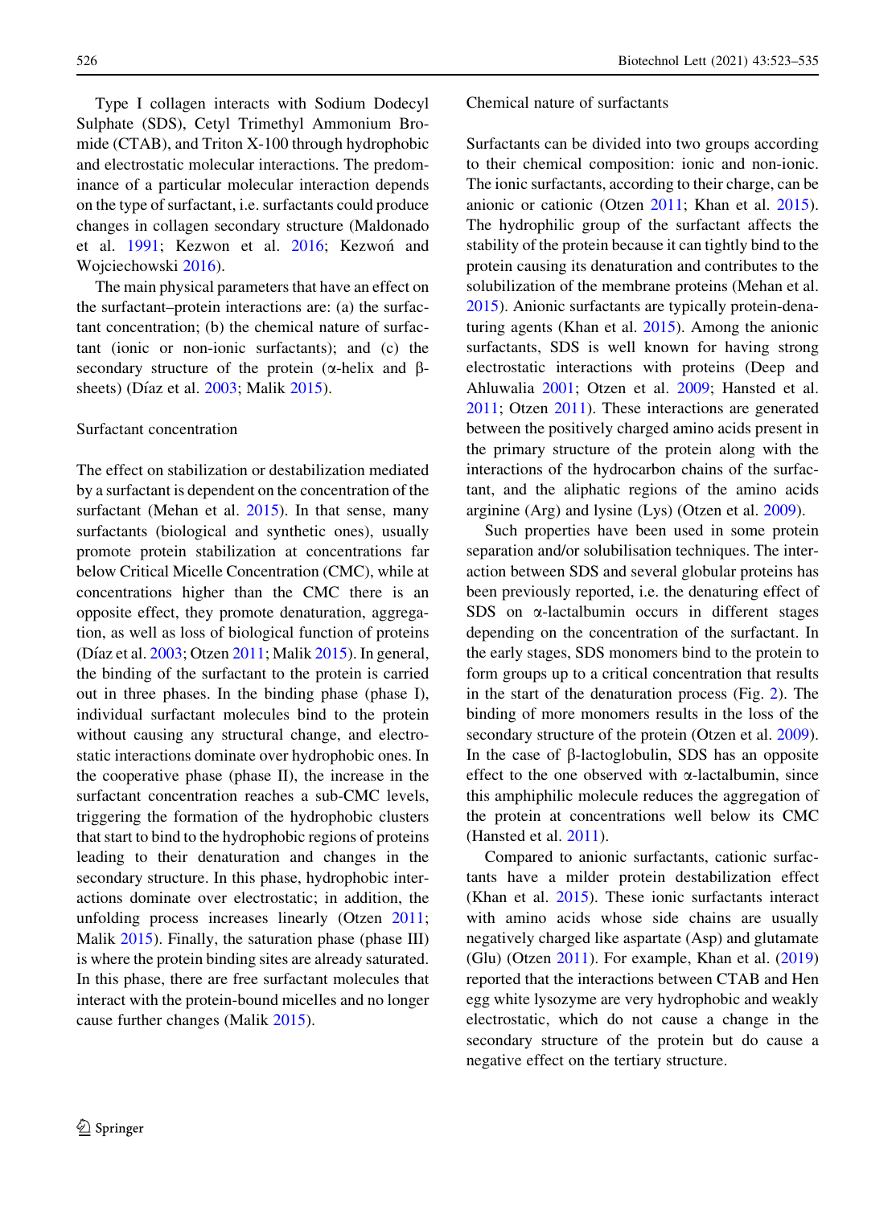Type I collagen interacts with Sodium Dodecyl Sulphate (SDS), Cetyl Trimethyl Ammonium Bromide (CTAB), and Triton X-100 through hydrophobic and electrostatic molecular interactions. The predominance of a particular molecular interaction depends on the type of surfactant, i.e. surfactants could produce changes in collagen secondary structure (Maldonado et al. 1991; Kezwon et al. 2016; Kezwoń and Wojciechowski 2016).

The main physical parameters that have an effect on the surfactant–protein interactions are: (a) the surfactant concentration; (b) the chemical nature of surfactant (ionic or non-ionic surfactants); and (c) the secondary structure of the protein (α-helix and β-sheets) (Díaz et al. 2003; Malik 2015).

## Surfactant concentration

The effect on stabilization or destabilization mediated by a surfactant is dependent on the concentration of the surfactant (Mehan et al. 2015). In that sense, many surfactants (biological and synthetic ones), usually promote protein stabilization at concentrations far below Critical Micelle Concentration (CMC), while at concentrations higher than the CMC there is an opposite effect, they promote denaturation, aggregation, as well as loss of biological function of proteins (Díaz et al. 2003; Otzen 2011; Malik 2015). In general, the binding of the surfactant to the protein is carried out in three phases. In the binding phase (phase I), individual surfactant molecules bind to the protein without causing any structural change, and electrostatic interactions dominate over hydrophobic ones. In the cooperative phase (phase II), the increase in the surfactant concentration reaches a sub-CMC levels, triggering the formation of the hydrophobic clusters that start to bind to the hydrophobic regions of proteins leading to their denaturation and changes in the secondary structure. In this phase, hydrophobic interactions dominate over electrostatic; in addition, the unfolding process increases linearly (Otzen 2011; Malik 2015). Finally, the saturation phase (phase III) is where the protein binding sites are already saturated. In this phase, there are free surfactant molecules that interact with the protein-bound micelles and no longer cause further changes (Malik 2015).

## Chemical nature of surfactants

Surfactants can be divided into two groups according to their chemical composition: ionic and non-ionic. The ionic surfactants, according to their charge, can be anionic or cationic (Otzen 2011; Khan et al. 2015). The hydrophilic group of the surfactant affects the stability of the protein because it can tightly bind to the protein causing its denaturation and contributes to the solubilization of the membrane proteins (Mehan et al. 2015). Anionic surfactants are typically protein-denaturing agents (Khan et al. 2015). Among the anionic surfactants, SDS is well known for having strong electrostatic interactions with proteins (Deep and Ahluwalia 2001; Otzen et al. 2009; Hansted et al. 2011; Otzen 2011). These interactions are generated between the positively charged amino acids present in the primary structure of the protein along with the interactions of the hydrocarbon chains of the surfactant, and the aliphatic regions of the amino acids arginine (Arg) and lysine (Lys) (Otzen et al. 2009).

Such properties have been used in some protein separation and/or solubilisation techniques. The interaction between SDS and several globular proteins has been previously reported, i.e. the denaturing effect of SDS on α-lactalbumin occurs in different stages depending on the concentration of the surfactant. In the early stages, SDS monomers bind to the protein to form groups up to a critical concentration that results in the start of the denaturation process (Fig. 2). The binding of more monomers results in the loss of the secondary structure of the protein (Otzen et al. 2009). In the case of β-lactoglobulin, SDS has an opposite effect to the one observed with α-lactalbumin, since this amphiphilic molecule reduces the aggregation of the protein at concentrations well below its CMC (Hansted et al. 2011).

Compared to anionic surfactants, cationic surfactants have a milder protein destabilization effect (Khan et al. 2015). These ionic surfactants interact with amino acids whose side chains are usually negatively charged like aspartate (Asp) and glutamate (Glu) (Otzen 2011). For example, Khan et al. (2019) reported that the interactions between CTAB and Hen egg white lysozyme are very hydrophobic and weakly electrostatic, which do not cause a change in the secondary structure of the protein but do cause a negative effect on the tertiary structure.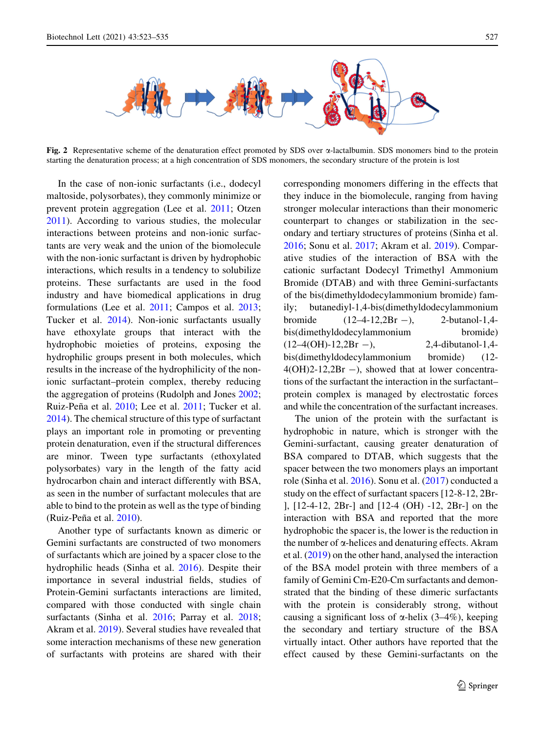**Fig. 2** Representative scheme of the denaturation effect promoted by SDS over α-lactalbumin. SDS monomers bind to the protein starting the denaturation process; at a high concentration of SDS monomers, the secondary structure of the protein is lost

In the case of non-ionic surfactants (i.e., dodecyl maltoside, polysorbates), they commonly minimize or prevent protein aggregation (Lee et al. 2011; Otzen 2011). According to various studies, the molecular interactions between proteins and non-ionic surfactants are very weak and the union of the biomolecule with the non-ionic surfactant is driven by hydrophobic interactions, which results in a tendency to solubilize proteins. These surfactants are used in the food industry and have biomedical applications in drug formulations (Lee et al. 2011; Campos et al. 2013; Tucker et al. 2014). Non-ionic surfactants usually have ethoxylate groups that interact with the hydrophobic moieties of proteins, exposing the hydrophilic groups present in both molecules, which results in the increase of the hydrophilicity of the non-ionic surfactant–protein complex, thereby reducing the aggregation of proteins (Rudolph and Jones 2002; Ruiz-Peña et al. 2010; Lee et al. 2011; Tucker et al. 2014). The chemical structure of this type of surfactant plays an important role in promoting or preventing protein denaturation, even if the structural differences are minor. Tween type surfactants (ethoxylated polysorbates) vary in the length of the fatty acid hydrocarbon chain and interact differently with BSA, as seen in the number of surfactant molecules that are able to bind to the protein as well as the type of binding (Ruiz-Peña et al. 2010).

Another type of surfactants known as dimeric or Gemini surfactants are constructed of two monomers of surfactants which are joined by a spacer close to the hydrophilic heads (Sinha et al. 2016). Despite their importance in several industrial fields, studies of Protein-Gemini surfactants interactions are limited, compared with those conducted with single chain surfactants (Sinha et al. 2016; Parray et al. 2018; Akram et al. 2019). Several studies have revealed that some interaction mechanisms of these new generation of surfactants with proteins are shared with their corresponding monomers differing in the effects that they induce in the biomolecule, ranging from having stronger molecular interactions than their monomeric counterpart to changes or stabilization in the secondary and tertiary structures of proteins (Sinha et al. 2016; Sonu et al. 2017; Akram et al. 2019). Comparative studies of the interaction of BSA with the cationic surfactant Dodecyl Trimethyl Ammonium Bromide (DTAB) and with three Gemini-surfactants of the bis(dimethyldodecylammonium bromide) family; butanediyl-1,4-bis(dimethyldodecylammonium bromide (12–4-12,2Br −), 2-butanol-1,4-bis(dimethyldodecylammonium bromide) (12–4(OH)-12,2Br −), 2,4-dibutanol-1,4-bis(dimethyldodecylammonium bromide) (12-4(OH)2-12,2Br −), showed that at lower concentrations of the surfactant the interaction in the surfactant–protein complex is managed by electrostatic forces and while the concentration of the surfactant increases.

The union of the protein with the surfactant is hydrophobic in nature, which is stronger with the Gemini-surfactant, causing greater denaturation of BSA compared to DTAB, which suggests that the spacer between the two monomers plays an important role (Sinha et al. 2016). Sonu et al. (2017) conducted a study on the effect of surfactant spacers [12-8-12, 2Br-], [12-4-12, 2Br-] and [12-4 (OH) -12, 2Br-] on the interaction with BSA and reported that the more hydrophobic the spacer is, the lower is the reduction in the number of α-helices and denaturing effects. Akram et al. (2019) on the other hand, analysed the interaction of the BSA model protein with three members of a family of Gemini Cm-E20-Cm surfactants and demonstrated that the binding of these dimeric surfactants with the protein is considerably strong, without causing a significant loss of α-helix (3–4%), keeping the secondary and tertiary structure of the BSA virtually intact. Other authors have reported that the effect caused by these Gemini-surfactants on the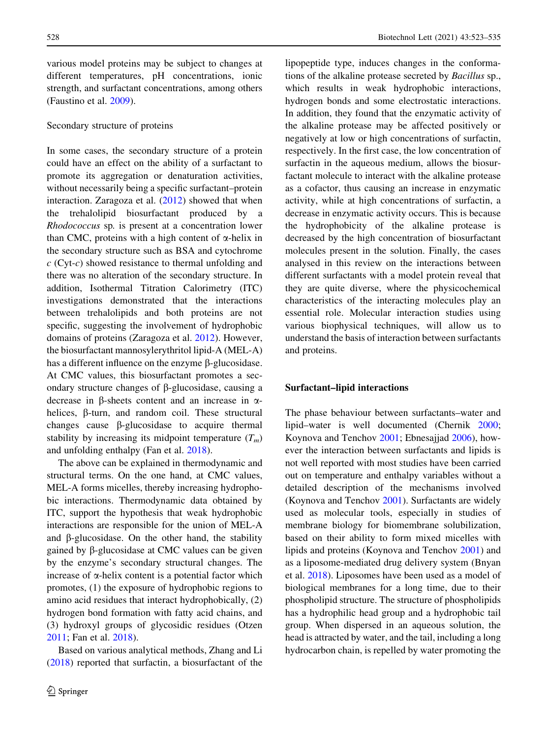various model proteins may be subject to changes at different temperatures, pH concentrations, ionic strength, and surfactant concentrations, among others (Faustino et al. 2009).

### Secondary structure of proteins

In some cases, the secondary structure of a protein could have an effect on the ability of a surfactant to promote its aggregation or denaturation activities, without necessarily being a specific surfactant–protein interaction. Zaragoza et al. (2012) showed that when the trehalolipid biosurfactant produced by a *Rhodococcus* sp. is present at a concentration lower than CMC, proteins with a high content of α-helix in the secondary structure such as BSA and cytochrome *c* (Cyt-*c*) showed resistance to thermal unfolding and there was no alteration of the secondary structure. In addition, Isothermal Titration Calorimetry (ITC) investigations demonstrated that the interactions between trehalolipids and both proteins are not specific, suggesting the involvement of hydrophobic domains of proteins (Zaragoza et al. 2012). However, the biosurfactant mannosylerythritol lipid-A (MEL-A) has a different influence on the enzyme β-glucosidase. At CMC values, this biosurfactant promotes a secondary structure changes of β-glucosidase, causing a decrease in β-sheets content and an increase in α-helices, β-turn, and random coil. These structural changes cause β-glucosidase to acquire thermal stability by increasing its midpoint temperature ($T_m$) and unfolding enthalpy (Fan et al. 2018).

The above can be explained in thermodynamic and structural terms. On the one hand, at CMC values, MEL-A forms micelles, thereby increasing hydrophobic interactions. Thermodynamic data obtained by ITC, support the hypothesis that weak hydrophobic interactions are responsible for the union of MEL-A and β-glucosidase. On the other hand, the stability gained by β-glucosidase at CMC values can be given by the enzyme's secondary structural changes. The increase of α-helix content is a potential factor which promotes, (1) the exposure of hydrophobic regions to amino acid residues that interact hydrophobically, (2) hydrogen bond formation with fatty acid chains, and (3) hydroxyl groups of glycosidic residues (Otzen 2011; Fan et al. 2018).

Based on various analytical methods, Zhang and Li (2018) reported that surfactin, a biosurfactant of the lipopeptide type, induces changes in the conformations of the alkaline protease secreted by *Bacillus* sp., which results in weak hydrophobic interactions, hydrogen bonds and some electrostatic interactions. In addition, they found that the enzymatic activity of the alkaline protease may be affected positively or negatively at low or high concentrations of surfactin, respectively. In the first case, the low concentration of surfactin in the aqueous medium, allows the biosurfactant molecule to interact with the alkaline protease as a cofactor, thus causing an increase in enzymatic activity, while at high concentrations of surfactin, a decrease in enzymatic activity occurs. This is because the hydrophobicity of the alkaline protease is decreased by the high concentration of biosurfactant molecules present in the solution. Finally, the cases analysed in this review on the interactions between different surfactants with a model protein reveal that they are quite diverse, where the physicochemical characteristics of the interacting molecules play an essential role. Molecular interaction studies using various biophysical techniques, will allow us to understand the basis of interaction between surfactants and proteins.

## Surfactant–lipid interactions

The phase behaviour between surfactants–water and lipid–water is well documented (Chernik 2000; Koynova and Tenchov 2001; Ebnesajjad 2006), however the interaction between surfactants and lipids is not well reported with most studies have been carried out on temperature and enthalpy variables without a detailed description of the mechanisms involved (Koynova and Tenchov 2001). Surfactants are widely used as molecular tools, especially in studies of membrane biology for biomembrane solubilization, based on their ability to form mixed micelles with lipids and proteins (Koynova and Tenchov 2001) and as a liposome-mediated drug delivery system (Bnyan et al. 2018). Liposomes have been used as a model of biological membranes for a long time, due to their phospholipid structure. The structure of phospholipids has a hydrophilic head group and a hydrophobic tail group. When dispersed in an aqueous solution, the head is attracted by water, and the tail, including a long hydrocarbon chain, is repelled by water promoting the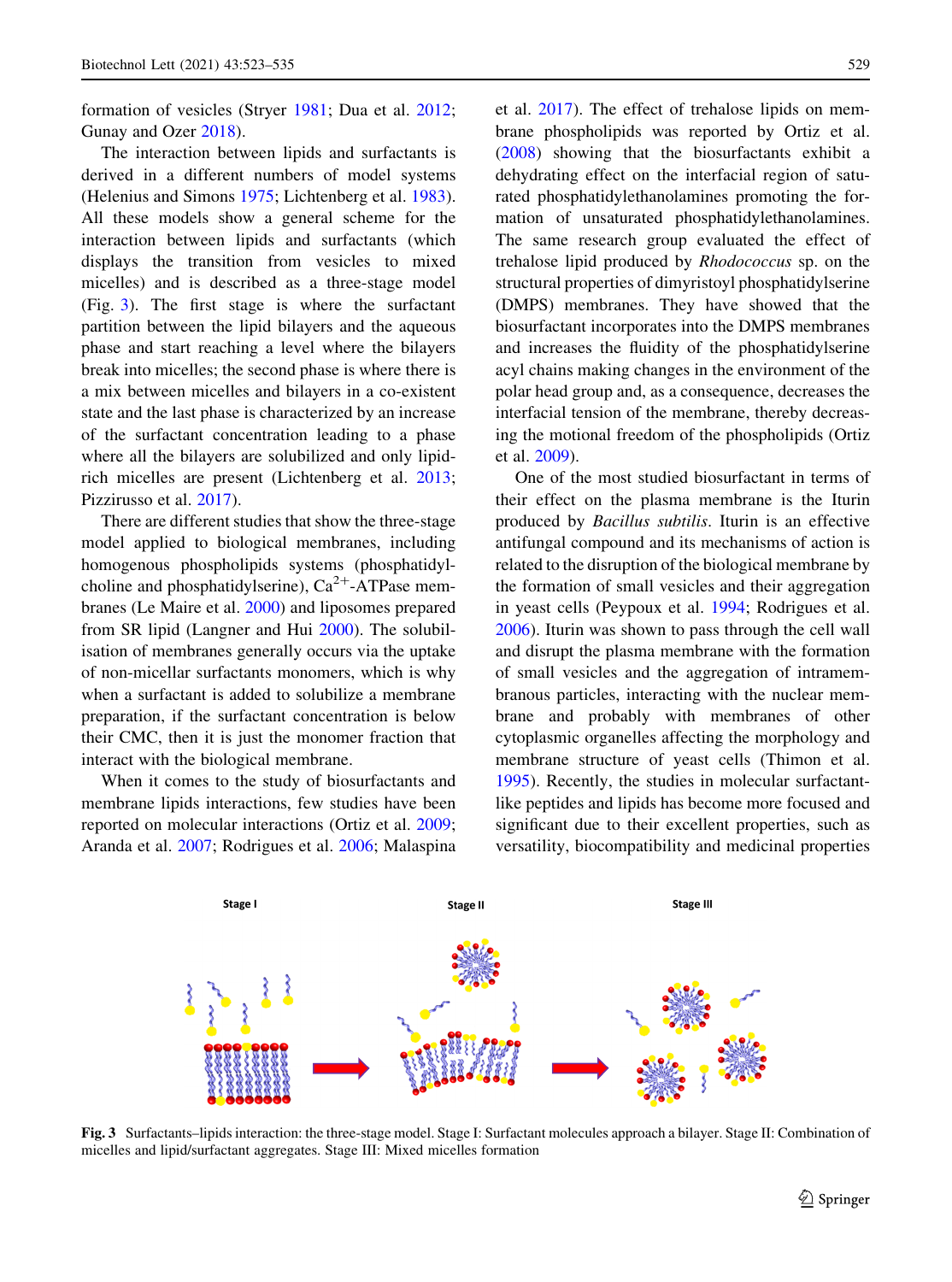formation of vesicles (Stryer 1981; Dua et al. 2012; Gunay and Ozer 2018).

The interaction between lipids and surfactants is derived in a different numbers of model systems (Helenius and Simons 1975; Lichtenberg et al. 1983). All these models show a general scheme for the interaction between lipids and surfactants (which displays the transition from vesicles to mixed micelles) and is described as a three-stage model (Fig. 3). The first stage is where the surfactant partition between the lipid bilayers and the aqueous phase and start reaching a level where the bilayers break into micelles; the second phase is where there is a mix between micelles and bilayers in a co-existent state and the last phase is characterized by an increase of the surfactant concentration leading to a phase where all the bilayers are solubilized and only lipid-rich micelles are present (Lichtenberg et al. 2013; Pizzirusso et al. 2017).

There are different studies that show the three-stage model applied to biological membranes, including homogenous phospholipids systems (phosphatidylcholine and phosphatidylserine), $Ca^{2+}$-ATPase membranes (Le Maire et al. 2000) and liposomes prepared from SR lipid (Langner and Hui 2000). The solubilisation of membranes generally occurs via the uptake of non-micellar surfactants monomers, which is why when a surfactant is added to solubilize a membrane preparation, if the surfactant concentration is below their CMC, then it is just the monomer fraction that interact with the biological membrane.

When it comes to the study of biosurfactants and membrane lipids interactions, few studies have been reported on molecular interactions (Ortiz et al. 2009; Aranda et al. 2007; Rodrigues et al. 2006; Malaspina et al. 2017). The effect of trehalose lipids on membrane phospholipids was reported by Ortiz et al. (2008) showing that the biosurfactants exhibit a dehydrating effect on the interfacial region of saturated phosphatidylethanolamines promoting the formation of unsaturated phosphatidylethanolamines. The same research group evaluated the effect of trehalose lipid produced by *Rhodococcus* sp. on the structural properties of dimyristoyl phosphatidylserine (DMPS) membranes. They have showed that the biosurfactant incorporates into the DMPS membranes and increases the fluidity of the phosphatidylserine acyl chains making changes in the environment of the polar head group and, as a consequence, decreases the interfacial tension of the membrane, thereby decreasing the motional freedom of the phospholipids (Ortiz et al. 2009).

One of the most studied biosurfactant in terms of their effect on the plasma membrane is the Iturin produced by *Bacillus subtilis*. Iturin is an effective antifungal compound and its mechanisms of action is related to the disruption of the biological membrane by the formation of small vesicles and their aggregation in yeast cells (Peypoux et al. 1994; Rodrigues et al. 2006). Iturin was shown to pass through the cell wall and disrupt the plasma membrane with the formation of small vesicles and the aggregation of intramembranous particles, interacting with the nuclear membrane and probably with membranes of other cytoplasmic organelles affecting the morphology and membrane structure of yeast cells (Thimon et al. 1995). Recently, the studies in molecular surfactant-like peptides and lipids has become more focused and significant due to their excellent properties, such as versatility, biocompatibility and medicinal properties

**Fig. 3** Surfactants–lipids interaction: the three-stage model. Stage I: Surfactant molecules approach a bilayer. Stage II: Combination of micelles and lipid/surfactant aggregates. Stage III: Mixed micelles formation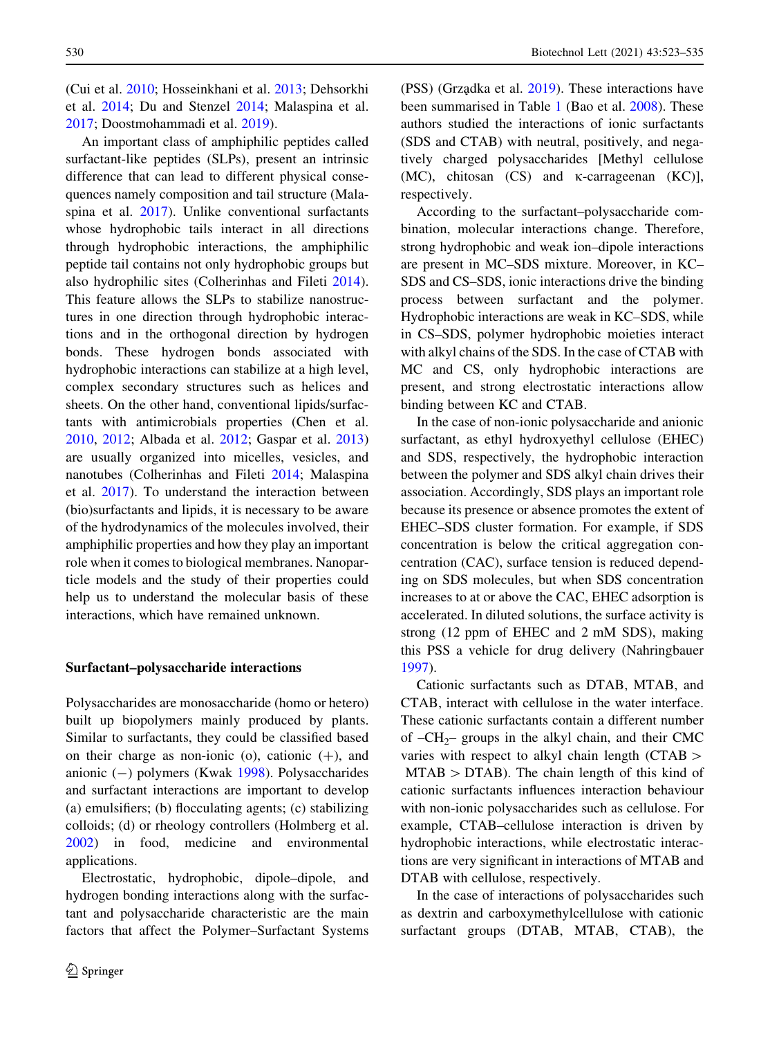(Cui et al. 2010; Hosseinkhani et al. 2013; Dehsorkhi et al. 2014; Du and Stenzel 2014; Malaspina et al. 2017; Doostmohammadi et al. 2019).

An important class of amphiphilic peptides called surfactant-like peptides (SLPs), present an intrinsic difference that can lead to different physical consequences namely composition and tail structure (Malaspina et al. 2017). Unlike conventional surfactants whose hydrophobic tails interact in all directions through hydrophobic interactions, the amphiphilic peptide tail contains not only hydrophobic groups but also hydrophilic sites (Colherinhas and Fileti 2014). This feature allows the SLPs to stabilize nanostructures in one direction through hydrophobic interactions and in the orthogonal direction by hydrogen bonds. These hydrogen bonds associated with hydrophobic interactions can stabilize at a high level, complex secondary structures such as helices and sheets. On the other hand, conventional lipids/surfactants with antimicrobials properties (Chen et al. 2010, 2012; Albada et al. 2012; Gaspar et al. 2013) are usually organized into micelles, vesicles, and nanotubes (Colherinhas and Fileti 2014; Malaspina et al. 2017). To understand the interaction between (bio)surfactants and lipids, it is necessary to be aware of the hydrodynamics of the molecules involved, their amphiphilic properties and how they play an important role when it comes to biological membranes. Nanoparticle models and the study of their properties could help us to understand the molecular basis of these interactions, which have remained unknown.

## Surfactant–polysaccharide interactions

Polysaccharides are monosaccharide (homo or hetero) built up biopolymers mainly produced by plants. Similar to surfactants, they could be classified based on their charge as non-ionic (o), cationic (+), and anionic (−) polymers (Kwak 1998). Polysaccharides and surfactant interactions are important to develop (a) emulsifiers; (b) flocculating agents; (c) stabilizing colloids; (d) or rheology controllers (Holmberg et al. 2002) in food, medicine and environmental applications.

Electrostatic, hydrophobic, dipole–dipole, and hydrogen bonding interactions along with the surfactant and polysaccharide characteristic are the main factors that affect the Polymer–Surfactant Systems (PSS) (Grządka et al. 2019). These interactions have been summarised in Table 1 (Bao et al. 2008). These authors studied the interactions of ionic surfactants (SDS and CTAB) with neutral, positively, and negatively charged polysaccharides [Methyl cellulose (MC), chitosan (CS) and κ-carrageenan (KC)], respectively.

According to the surfactant–polysaccharide combination, molecular interactions change. Therefore, strong hydrophobic and weak ion–dipole interactions are present in MC–SDS mixture. Moreover, in KC–SDS and CS–SDS, ionic interactions drive the binding process between surfactant and the polymer. Hydrophobic interactions are weak in KC–SDS, while in CS–SDS, polymer hydrophobic moieties interact with alkyl chains of the SDS. In the case of CTAB with MC and CS, only hydrophobic interactions are present, and strong electrostatic interactions allow binding between KC and CTAB.

In the case of non-ionic polysaccharide and anionic surfactant, as ethyl hydroxyethyl cellulose (EHEC) and SDS, respectively, the hydrophobic interaction between the polymer and SDS alkyl chain drives their association. Accordingly, SDS plays an important role because its presence or absence promotes the extent of EHEC–SDS cluster formation. For example, if SDS concentration is below the critical aggregation concentration (CAC), surface tension is reduced depending on SDS molecules, but when SDS concentration increases to at or above the CAC, EHEC adsorption is accelerated. In diluted solutions, the surface activity is strong (12 ppm of EHEC and 2 mM SDS), making this PSS a vehicle for drug delivery (Nahringbauer 1997).

Cationic surfactants such as DTAB, MTAB, and CTAB, interact with cellulose in the water interface. These cationic surfactants contain a different number of $–CH_2–$ groups in the alkyl chain, and their CMC varies with respect to alkyl chain length (CTAB > MTAB > DTAB). The chain length of this kind of cationic surfactants influences interaction behaviour with non-ionic polysaccharides such as cellulose. For example, CTAB–cellulose interaction is driven by hydrophobic interactions, while electrostatic interactions are very significant in interactions of MTAB and DTAB with cellulose, respectively.

In the case of interactions of polysaccharides such as dextrin and carboxymethylcellulose with cationic surfactant groups (DTAB, MTAB, CTAB), the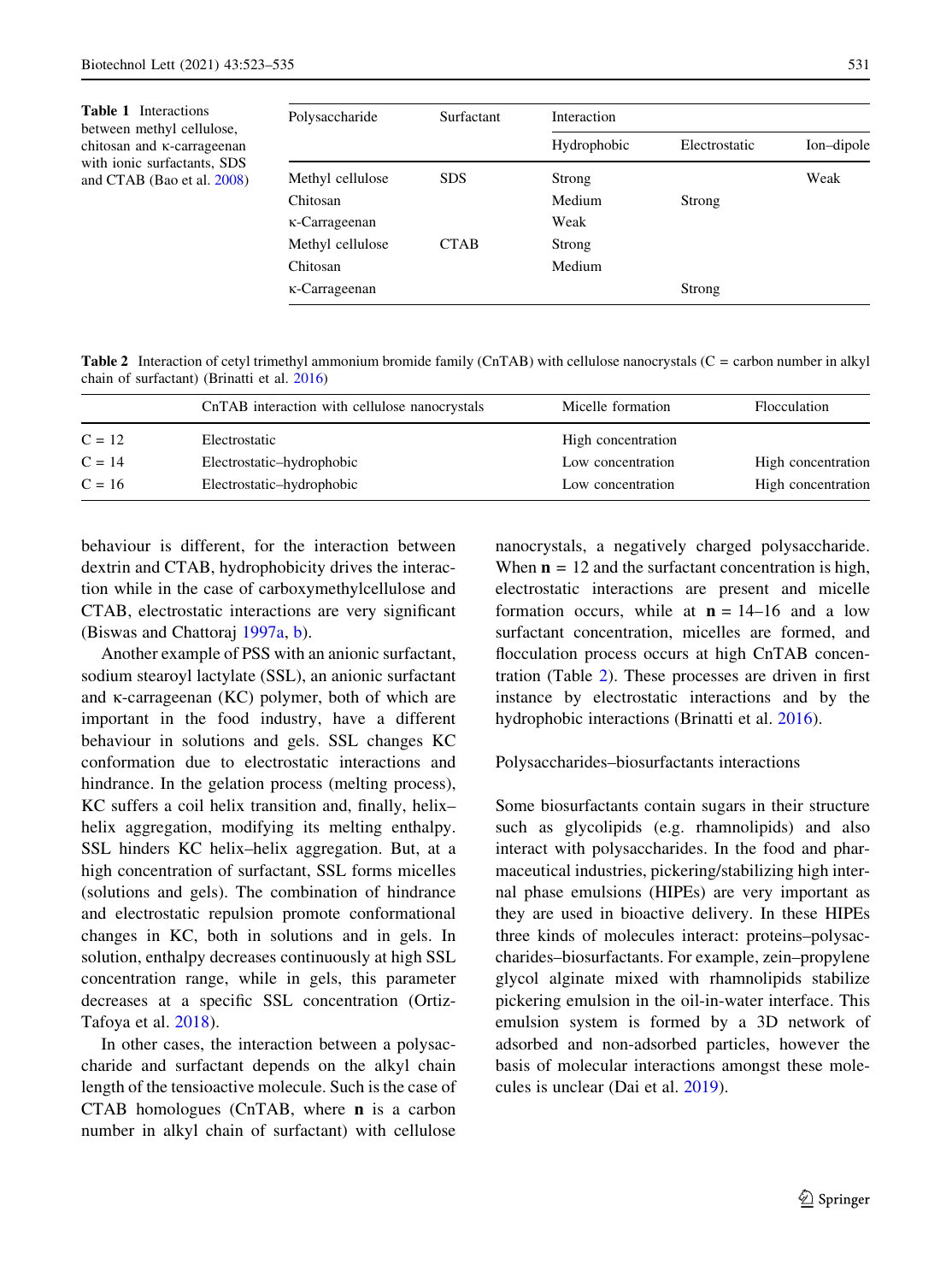Table 1 Interactions between methyl cellulose, chitosan and κ-carrageenan with ionic surfactants, SDS and CTAB (Bao et al. 2008)

| Polysaccharide | Surfactant | Interaction | | |
|---|---|---|---|---|
| | | Hydrophobic | Electrostatic | Ion–dipole |
| Methyl cellulose | SDS | Strong | | Weak |
| Chitosan | | Medium | Strong | |
| κ-Carrageenan | | Weak | | |
| Methyl cellulose | CTAB | Strong | | |
| Chitosan | | Medium | | |
| κ-Carrageenan | | | Strong | |

Table 2 Interaction of cetyl trimethyl ammonium bromide family (CnTAB) with cellulose nanocrystals (C = carbon number in alkyl chain of surfactant) (Brinatti et al. 2016)

| | CnTAB interaction with cellulose nanocrystals | Micelle formation | Flocculation |
|---|---|---|---|
| C = 12 | Electrostatic | High concentration | |
| C = 14 | Electrostatic–hydrophobic | Low concentration | High concentration |
| C = 16 | Electrostatic–hydrophobic | Low concentration | High concentration |

behaviour is different, for the interaction between dextrin and CTAB, hydrophobicity drives the interaction while in the case of carboxymethylcellulose and CTAB, electrostatic interactions are very significant (Biswas and Chattoraj 1997a, b).

Another example of PSS with an anionic surfactant, sodium stearoyl lactylate (SSL), an anionic surfactant and κ-carrageenan (KC) polymer, both of which are important in the food industry, have a different behaviour in solutions and gels. SSL changes KC conformation due to electrostatic interactions and hindrance. In the gelation process (melting process), KC suffers a coil helix transition and, finally, helix–helix aggregation, modifying its melting enthalpy. SSL hinders KC helix–helix aggregation. But, at a high concentration of surfactant, SSL forms micelles (solutions and gels). The combination of hindrance and electrostatic repulsion promote conformational changes in KC, both in solutions and in gels. In solution, enthalpy decreases continuously at high SSL concentration range, while in gels, this parameter decreases at a specific SSL concentration (Ortiz-Tafoya et al. 2018).

In other cases, the interaction between a polysaccharide and surfactant depends on the alkyl chain length of the tensioactive molecule. Such is the case of CTAB homologues (CnTAB, where **n** is a carbon number in alkyl chain of surfactant) with cellulose nanocrystals, a negatively charged polysaccharide. When **n** = 12 and the surfactant concentration is high, electrostatic interactions are present and micelle formation occurs, while at **n** = 14–16 and a low surfactant concentration, micelles are formed, and flocculation process occurs at high CnTAB concentration (Table 2). These processes are driven in first instance by electrostatic interactions and by the hydrophobic interactions (Brinatti et al. 2016).

Polysaccharides–biosurfactants interactions

Some biosurfactants contain sugars in their structure such as glycolipids (e.g. rhamnolipids) and also interact with polysaccharides. In the food and pharmaceutical industries, pickering/stabilizing high internal phase emulsions (HIPEs) are very important as they are used in bioactive delivery. In these HIPEs three kinds of molecules interact: proteins–polysaccharides–biosurfactants. For example, zein–propylene glycol alginate mixed with rhamnolipids stabilize pickering emulsion in the oil-in-water interface. This emulsion system is formed by a 3D network of adsorbed and non-adsorbed particles, however the basis of molecular interactions amongst these molecules is unclear (Dai et al. 2019).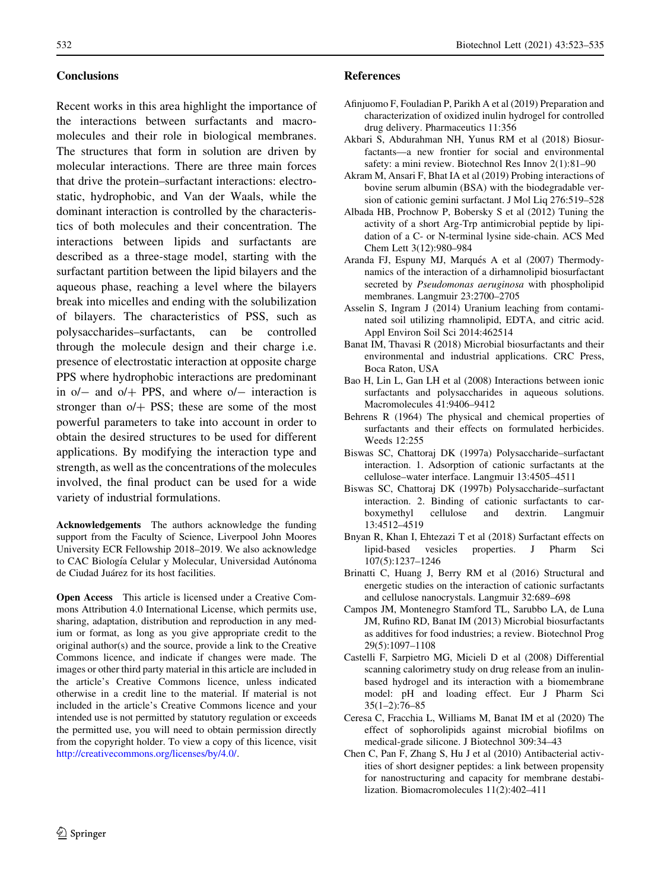## Conclusions

Recent works in this area highlight the importance of the interactions between surfactants and macromolecules and their role in biological membranes. The structures that form in solution are driven by molecular interactions. There are three main forces that drive the protein–surfactant interactions: electrostatic, hydrophobic, and Van der Waals, while the dominant interaction is controlled by the characteristics of both molecules and their concentration. The interactions between lipids and surfactants are described as a three-stage model, starting with the surfactant partition between the lipid bilayers and the aqueous phase, reaching a level where the bilayers break into micelles and ending with the solubilization of bilayers. The characteristics of PSS, such as polysaccharides–surfactants, can be controlled through the molecule design and their charge i.e. presence of electrostatic interaction at opposite charge PPS where hydrophobic interactions are predominant in o/− and o/+ PPS, and where o/− interaction is stronger than o/+ PSS; these are some of the most powerful parameters to take into account in order to obtain the desired structures to be used for different applications. By modifying the interaction type and strength, as well as the concentrations of the molecules involved, the final product can be used for a wide variety of industrial formulations.

**Acknowledgements** The authors acknowledge the funding support from the Faculty of Science, Liverpool John Moores University ECR Fellowship 2018–2019. We also acknowledge to CAC Biología Celular y Molecular, Universidad Autónoma de Ciudad Juárez for its host facilities.

**Open Access** This article is licensed under a Creative Commons Attribution 4.0 International License, which permits use, sharing, adaptation, distribution and reproduction in any medium or format, as long as you give appropriate credit to the original author(s) and the source, provide a link to the Creative Commons licence, and indicate if changes were made. The images or other third party material in this article are included in the article's Creative Commons licence, unless indicated otherwise in a credit line to the material. If material is not included in the article's Creative Commons licence and your intended use is not permitted by statutory regulation or exceeds the permitted use, you will need to obtain permission directly from the copyright holder. To view a copy of this licence, visit http://creativecommons.org/licenses/by/4.0/.

## References

Afinjuomo F, Fouladian P, Parikh A et al (2019) Preparation and characterization of oxidized inulin hydrogel for controlled drug delivery. Pharmaceutics 11:356

Akbari S, Abdurahman NH, Yunus RM et al (2018) Biosurfactants—a new frontier for social and environmental safety: a mini review. Biotechnol Res Innov 2(1):81–90

Akram M, Ansari F, Bhat IA et al (2019) Probing interactions of bovine serum albumin (BSA) with the biodegradable version of cationic gemini surfactant. J Mol Liq 276:519–528

Albada HB, Prochnow P, Bobersky S et al (2012) Tuning the activity of a short Arg-Trp antimicrobial peptide by lipidation of a C- or N-terminal lysine side-chain. ACS Med Chem Lett 3(12):980–984

Aranda FJ, Espuny MJ, Marqués A et al (2007) Thermodynamics of the interaction of a dirhamnolipid biosurfactant secreted by *Pseudomonas aeruginosa* with phospholipid membranes. Langmuir 23:2700–2705

Asselin S, Ingram J (2014) Uranium leaching from contaminated soil utilizing rhamnolipid, EDTA, and citric acid. Appl Environ Soil Sci 2014:462514

Banat IM, Thavasi R (2018) Microbial biosurfactants and their environmental and industrial applications. CRC Press, Boca Raton, USA

Bao H, Lin L, Gan LH et al (2008) Interactions between ionic surfactants and polysaccharides in aqueous solutions. Macromolecules 41:9406–9412

Behrens R (1964) The physical and chemical properties of surfactants and their effects on formulated herbicides. Weeds 12:255

Biswas SC, Chattoraj DK (1997a) Polysaccharide–surfactant interaction. 1. Adsorption of cationic surfactants at the cellulose–water interface. Langmuir 13:4505–4511

Biswas SC, Chattoraj DK (1997b) Polysaccharide–surfactant interaction. 2. Binding of cationic surfactants to carboxymethyl cellulose and dextrin. Langmuir 13:4512–4519

Bnyan R, Khan I, Ehtezazi T et al (2018) Surfactant effects on lipid-based vesicles properties. J Pharm Sci 107(5):1237–1246

Brinatti C, Huang J, Berry RM et al (2016) Structural and energetic studies on the interaction of cationic surfactants and cellulose nanocrystals. Langmuir 32:689–698

Campos JM, Montenegro Stamford TL, Sarubbo LA, de Luna JM, Rufino RD, Banat IM (2013) Microbial biosurfactants as additives for food industries; a review. Biotechnol Prog 29(5):1097–1108

Castelli F, Sarpietro MG, Micieli D et al (2008) Differential scanning calorimetry study on drug release from an inulin-based hydrogel and its interaction with a biomembrane model: pH and loading effect. Eur J Pharm Sci 35(1–2):76–85

Ceresa C, Fracchia L, Williams M, Banat IM et al (2020) The effect of sophorolipids against microbial biofilms on medical-grade silicone. J Biotechnol 309:34–43

Chen C, Pan F, Zhang S, Hu J et al (2010) Antibacterial activities of short designer peptides: a link between propensity for nanostructuring and capacity for membrane destabilization. Biomacromolecules 11(2):402–411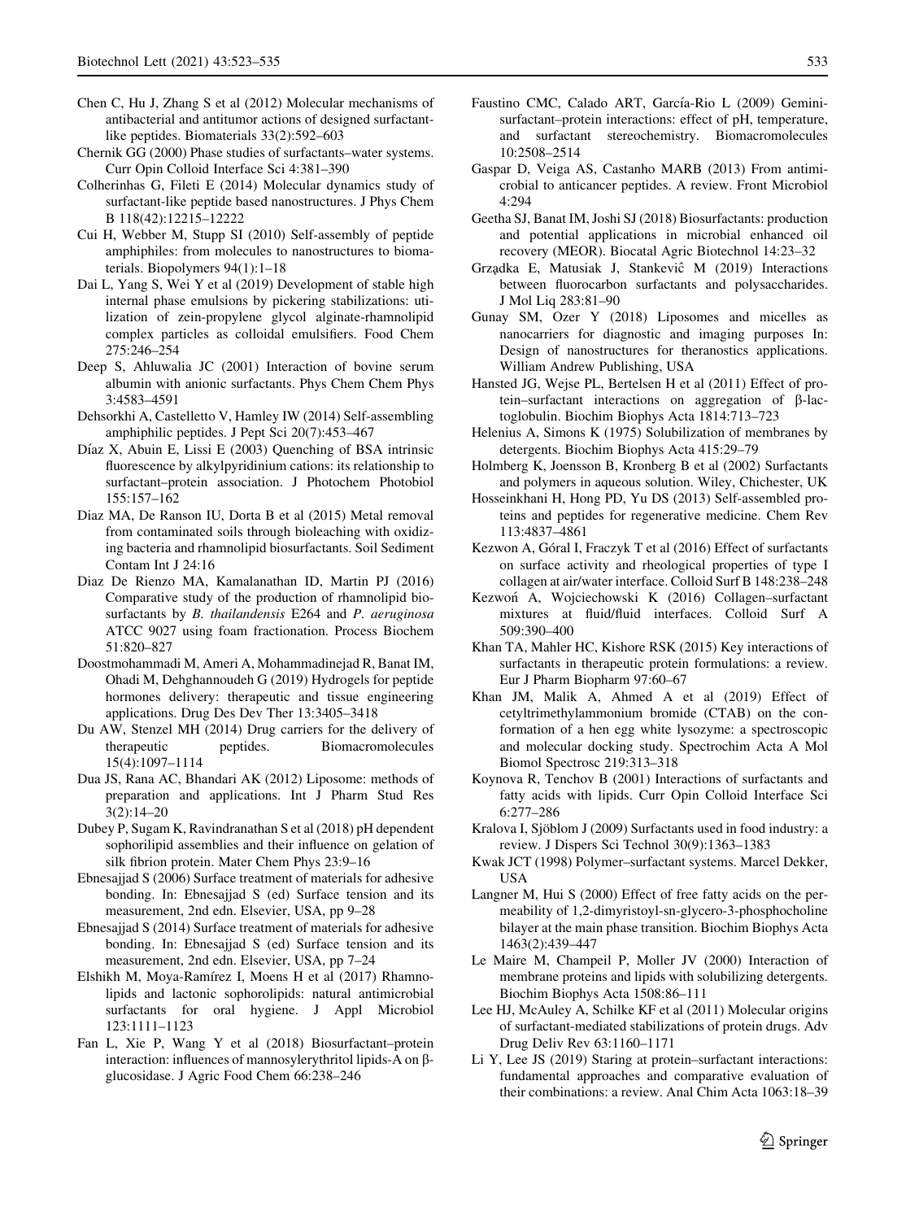Chen C, Hu J, Zhang S et al (2012) Molecular mechanisms of antibacterial and antitumor actions of designed surfactant-like peptides. Biomaterials 33(2):592–603

Chernik GG (2000) Phase studies of surfactants–water systems. Curr Opin Colloid Interface Sci 4:381–390

Colherinhas G, Fileti E (2014) Molecular dynamics study of surfactant-like peptide based nanostructures. J Phys Chem B 118(42):12215–12222

Cui H, Webber M, Stupp SI (2010) Self-assembly of peptide amphiphiles: from molecules to nanostructures to biomaterials. Biopolymers 94(1):1–18

Dai L, Yang S, Wei Y et al (2019) Development of stable high internal phase emulsions by pickering stabilizations: utilization of zein-propylene glycol alginate-rhamnolipid complex particles as colloidal emulsifiers. Food Chem 275:246–254

Deep S, Ahluwalia JC (2001) Interaction of bovine serum albumin with anionic surfactants. Phys Chem Chem Phys 3:4583–4591

Dehsorkhi A, Castelletto V, Hamley IW (2014) Self-assembling amphiphilic peptides. J Pept Sci 20(7):453–467

Díaz X, Abuin E, Lissi E (2003) Quenching of BSA intrinsic fluorescence by alkylpyridinium cations: its relationship to surfactant–protein association. J Photochem Photobiol 155:157–162

Diaz MA, De Ranson IU, Dorta B et al (2015) Metal removal from contaminated soils through bioleaching with oxidizing bacteria and rhamnolipid biosurfactants. Soil Sediment Contam Int J 24:16

Diaz De Rienzo MA, Kamalanathan ID, Martin PJ (2016) Comparative study of the production of rhamnolipid biosurfactants by *B. thailandensis* E264 and *P. aeruginosa* ATCC 9027 using foam fractionation. Process Biochem 51:820–827

Doostmohammadi M, Ameri A, Mohammadinejad R, Banat IM, Ohadi M, Dehghannoudeh G (2019) Hydrogels for peptide hormones delivery: therapeutic and tissue engineering applications. Drug Des Dev Ther 13:3405–3418

Du AW, Stenzel MH (2014) Drug carriers for the delivery of therapeutic peptides. Biomacromolecules 15(4):1097–1114

Dua JS, Rana AC, Bhandari AK (2012) Liposome: methods of preparation and applications. Int J Pharm Stud Res 3(2):14–20

Dubey P, Sugam K, Ravindranathan S et al (2018) pH dependent sophorilipid assemblies and their influence on gelation of silk fibrion protein. Mater Chem Phys 23:9–16

Ebnesajjad S (2006) Surface treatment of materials for adhesive bonding. In: Ebnesajjad S (ed) Surface tension and its measurement, 2nd edn. Elsevier, USA, pp 9–28

Ebnesajjad S (2014) Surface treatment of materials for adhesive bonding. In: Ebnesajjad S (ed) Surface tension and its measurement, 2nd edn. Elsevier, USA, pp 7–24

Elshikh M, Moya-Ramírez I, Moens H et al (2017) Rhamnolipids and lactonic sophorolipids: natural antimicrobial surfactants for oral hygiene. J Appl Microbiol 123:1111–1123

Fan L, Xie P, Wang Y et al (2018) Biosurfactant–protein interaction: influences of mannosylerythritol lipids-A on β-glucosidase. J Agric Food Chem 66:238–246

Faustino CMC, Calado ART, García-Rio L (2009) Gemini-surfactant–protein interactions: effect of pH, temperature, and surfactant stereochemistry. Biomacromolecules 10:2508–2514

Gaspar D, Veiga AS, Castanho MARB (2013) From antimicrobial to anticancer peptides. A review. Front Microbiol 4:294

Geetha SJ, Banat IM, Joshi SJ (2018) Biosurfactants: production and potential applications in microbial enhanced oil recovery (MEOR). Biocatal Agric Biotechnol 14:23–32

Grządka E, Matusiak J, Stankeviĉ M (2019) Interactions between fluorocarbon surfactants and polysaccharides. J Mol Liq 283:81–90

Gunay SM, Ozer Y (2018) Liposomes and micelles as nanocarriers for diagnostic and imaging purposes In: Design of nanostructures for theranostics applications. William Andrew Publishing, USA

Hansted JG, Wejse PL, Bertelsen H et al (2011) Effect of protein–surfactant interactions on aggregation of β-lactoglobulin. Biochim Biophys Acta 1814:713–723

Helenius A, Simons K (1975) Solubilization of membranes by detergents. Biochim Biophys Acta 415:29–79

Holmberg K, Joensson B, Kronberg B et al (2002) Surfactants and polymers in aqueous solution. Wiley, Chichester, UK

Hosseinkhani H, Hong PD, Yu DS (2013) Self-assembled proteins and peptides for regenerative medicine. Chem Rev 113:4837–4861

Kezwon A, Góral I, Fraczyk T et al (2016) Effect of surfactants on surface activity and rheological properties of type I collagen at air/water interface. Colloid Surf B 148:238–248

Kezwoń A, Wojciechowski K (2016) Collagen–surfactant mixtures at fluid/fluid interfaces. Colloid Surf A 509:390–400

Khan TA, Mahler HC, Kishore RSK (2015) Key interactions of surfactants in therapeutic protein formulations: a review. Eur J Pharm Biopharm 97:60–67

Khan JM, Malik A, Ahmed A et al (2019) Effect of cetyltrimethylammonium bromide (CTAB) on the conformation of a hen egg white lysozyme: a spectroscopic and molecular docking study. Spectrochim Acta A Mol Biomol Spectrosc 219:313–318

Koynova R, Tenchov B (2001) Interactions of surfactants and fatty acids with lipids. Curr Opin Colloid Interface Sci 6:277–286

Kralova I, Sjöblom J (2009) Surfactants used in food industry: a review. J Dispers Sci Technol 30(9):1363–1383

Kwak JCT (1998) Polymer–surfactant systems. Marcel Dekker, USA

Langner M, Hui S (2000) Effect of free fatty acids on the permeability of 1,2-dimyristoyl-sn-glycero-3-phosphocholine bilayer at the main phase transition. Biochim Biophys Acta 1463(2):439–447

Le Maire M, Champeil P, Moller JV (2000) Interaction of membrane proteins and lipids with solubilizing detergents. Biochim Biophys Acta 1508:86–111

Lee HJ, McAuley A, Schilke KF et al (2011) Molecular origins of surfactant-mediated stabilizations of protein drugs. Adv Drug Deliv Rev 63:1160–1171

Li Y, Lee JS (2019) Staring at protein–surfactant interactions: fundamental approaches and comparative evaluation of their combinations: a review. Anal Chim Acta 1063:18–39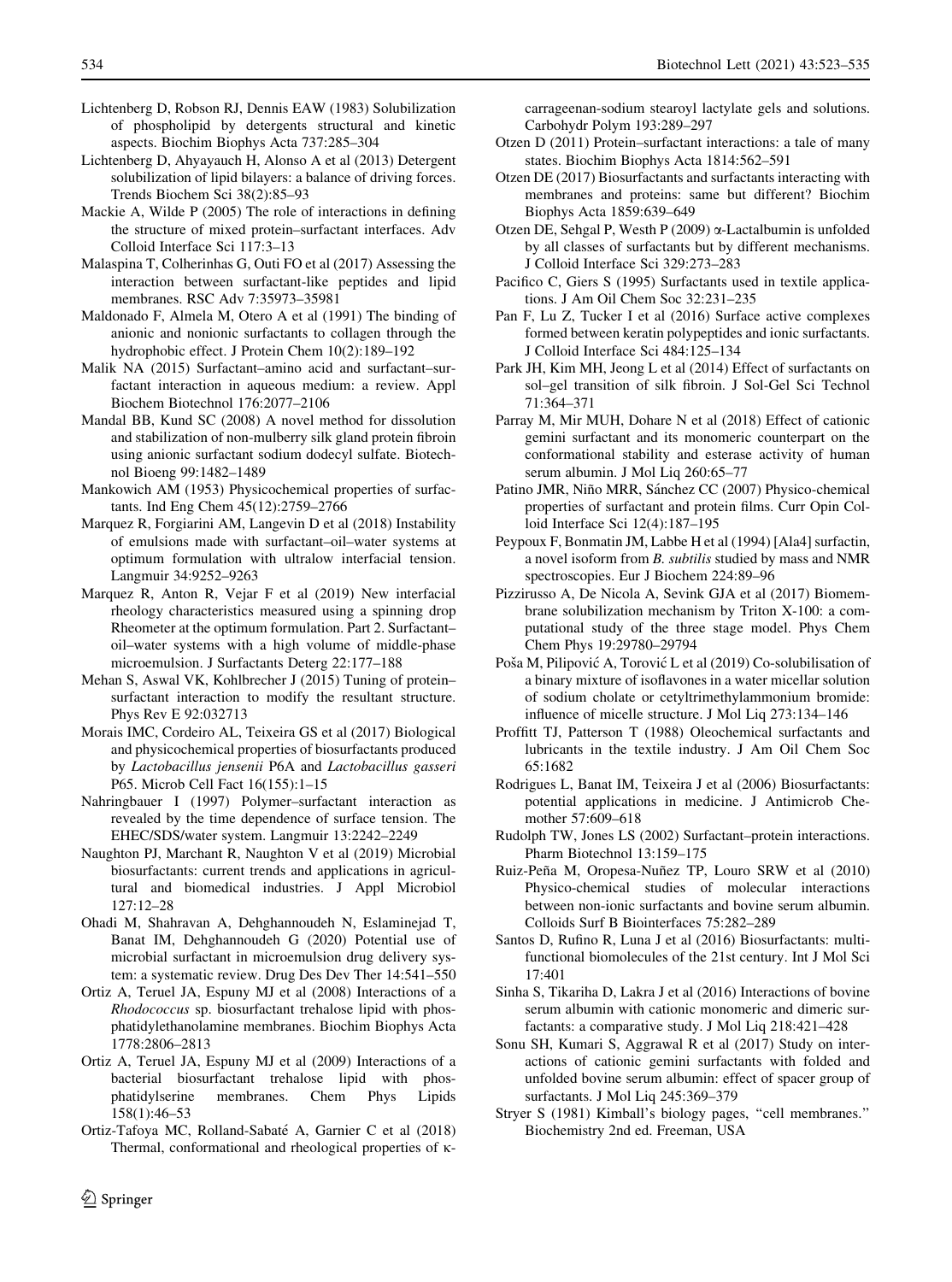Lichtenberg D, Robson RJ, Dennis EAW (1983) Solubilization of phospholipid by detergents structural and kinetic aspects. Biochim Biophys Acta 737:285–304

Lichtenberg D, Ahyayauch H, Alonso A et al (2013) Detergent solubilization of lipid bilayers: a balance of driving forces. Trends Biochem Sci 38(2):85–93

Mackie A, Wilde P (2005) The role of interactions in defining the structure of mixed protein–surfactant interfaces. Adv Colloid Interface Sci 117:3–13

Malaspina T, Colherinhas G, Outi FO et al (2017) Assessing the interaction between surfactant-like peptides and lipid membranes. RSC Adv 7:35973–35981

Maldonado F, Almela M, Otero A et al (1991) The binding of anionic and nonionic surfactants to collagen through the hydrophobic effect. J Protein Chem 10(2):189–192

Malik NA (2015) Surfactant–amino acid and surfactant–surfactant interaction in aqueous medium: a review. Appl Biochem Biotechnol 176:2077–2106

Mandal BB, Kund SC (2008) A novel method for dissolution and stabilization of non-mulberry silk gland protein fibroin using anionic surfactant sodium dodecyl sulfate. Biotechnol Bioeng 99:1482–1489

Mankowich AM (1953) Physicochemical properties of surfactants. Ind Eng Chem 45(12):2759–2766

Marquez R, Forgiarini AM, Langevin D et al (2018) Instability of emulsions made with surfactant–oil–water systems at optimum formulation with ultralow interfacial tension. Langmuir 34:9252–9263

Marquez R, Anton R, Vejar F et al (2019) New interfacial rheology characteristics measured using a spinning drop Rheometer at the optimum formulation. Part 2. Surfactant–oil–water systems with a high volume of middle-phase microemulsion. J Surfactants Deterg 22:177–188

Mehan S, Aswal VK, Kohlbrecher J (2015) Tuning of protein–surfactant interaction to modify the resultant structure. Phys Rev E 92:032713

Morais IMC, Cordeiro AL, Teixeira GS et al (2017) Biological and physicochemical properties of biosurfactants produced by *Lactobacillus jensenii* P6A and *Lactobacillus gasseri* P65. Microb Cell Fact 16(155):1–15

Nahringbauer I (1997) Polymer–surfactant interaction as revealed by the time dependence of surface tension. The EHEC/SDS/water system. Langmuir 13:2242–2249

Naughton PJ, Marchant R, Naughton V et al (2019) Microbial biosurfactants: current trends and applications in agricultural and biomedical industries. J Appl Microbiol 127:12–28

Ohadi M, Shahravan A, Dehghannoudeh N, Eslaminejad T, Banat IM, Dehghannoudeh G (2020) Potential use of microbial surfactant in microemulsion drug delivery system: a systematic review. Drug Des Dev Ther 14:541–550

Ortiz A, Teruel JA, Espuny MJ et al (2008) Interactions of a *Rhodococcus* sp. biosurfactant trehalose lipid with phosphatidylethanolamine membranes. Biochim Biophys Acta 1778:2806–2813

Ortiz A, Teruel JA, Espuny MJ et al (2009) Interactions of a bacterial biosurfactant trehalose lipid with phosphatidylserine membranes. Chem Phys Lipids 158(1):46–53

Ortiz-Tafoya MC, Rolland-Sabaté A, Garnier C et al (2018) Thermal, conformational and rheological properties of κ-carrageenan-sodium stearoyl lactylate gels and solutions. Carbohydr Polym 193:289–297

Otzen D (2011) Protein–surfactant interactions: a tale of many states. Biochim Biophys Acta 1814:562–591

Otzen DE (2017) Biosurfactants and surfactants interacting with membranes and proteins: same but different? Biochim Biophys Acta 1859:639–649

Otzen DE, Sehgal P, Westh P (2009) α-Lactalbumin is unfolded by all classes of surfactants but by different mechanisms. J Colloid Interface Sci 329:273–283

Pacifico C, Giers S (1995) Surfactants used in textile applications. J Am Oil Chem Soc 32:231–235

Pan F, Lu Z, Tucker I et al (2016) Surface active complexes formed between keratin polypeptides and ionic surfactants. J Colloid Interface Sci 484:125–134

Park JH, Kim MH, Jeong L et al (2014) Effect of surfactants on sol–gel transition of silk fibroin. J Sol-Gel Sci Technol 71:364–371

Parray M, Mir MUH, Dohare N et al (2018) Effect of cationic gemini surfactant and its monomeric counterpart on the conformational stability and esterase activity of human serum albumin. J Mol Liq 260:65–77

Patino JMR, Niño MRR, Sánchez CC (2007) Physico-chemical properties of surfactant and protein films. Curr Opin Colloid Interface Sci 12(4):187–195

Peypoux F, Bonmatin JM, Labbe H et al (1994) [Ala4] surfactin, a novel isoform from *B. subtilis* studied by mass and NMR spectroscopies. Eur J Biochem 224:89–96

Pizzirusso A, De Nicola A, Sevink GJA et al (2017) Biomembrane solubilization mechanism by Triton X-100: a computational study of the three stage model. Phys Chem Chem Phys 19:29780–29794

Poša M, Pilipović A, Torović L et al (2019) Co-solubilisation of a binary mixture of isoflavones in a water micellar solution of sodium cholate or cetyltrimethylammonium bromide: influence of micelle structure. J Mol Liq 273:134–146

Proffitt TJ, Patterson T (1988) Oleochemical surfactants and lubricants in the textile industry. J Am Oil Chem Soc 65:1682

Rodrigues L, Banat IM, Teixeira J et al (2006) Biosurfactants: potential applications in medicine. J Antimicrob Chemother 57:609–618

Rudolph TW, Jones LS (2002) Surfactant–protein interactions. Pharm Biotechnol 13:159–175

Ruiz-Peña M, Oropesa-Nuñez TP, Louro SRW et al (2010) Physico-chemical studies of molecular interactions between non-ionic surfactants and bovine serum albumin. Colloids Surf B Biointerfaces 75:282–289

Santos D, Rufino R, Luna J et al (2016) Biosurfactants: multifunctional biomolecules of the 21st century. Int J Mol Sci 17:401

Sinha S, Tikariha D, Lakra J et al (2016) Interactions of bovine serum albumin with cationic monomeric and dimeric surfactants: a comparative study. J Mol Liq 218:421–428

Sonu SH, Kumari S, Aggrawal R et al (2017) Study on interactions of cationic gemini surfactants with folded and unfolded bovine serum albumin: effect of spacer group of surfactants. J Mol Liq 245:369–379

Stryer S (1981) Kimball's biology pages, "cell membranes." Biochemistry 2nd ed. Freeman, USA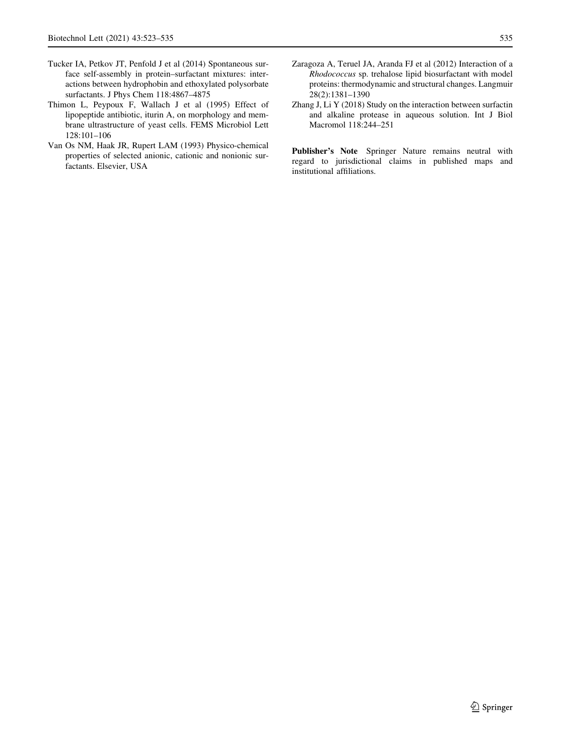Tucker IA, Petkov JT, Penfold J et al (2014) Spontaneous surface self-assembly in protein–surfactant mixtures: interactions between hydrophobin and ethoxylated polysorbate surfactants. J Phys Chem 118:4867–4875

Thimon L, Peypoux F, Wallach J et al (1995) Effect of lipopeptide antibiotic, iturin A, on morphology and membrane ultrastructure of yeast cells. FEMS Microbiol Lett 128:101–106

Van Os NM, Haak JR, Rupert LAM (1993) Physico-chemical properties of selected anionic, cationic and nonionic surfactants. Elsevier, USA

Zaragoza A, Teruel JA, Aranda FJ et al (2012) Interaction of a *Rhodococcus* sp. trehalose lipid biosurfactant with model proteins: thermodynamic and structural changes. Langmuir 28(2):1381–1390

Zhang J, Li Y (2018) Study on the interaction between surfactin and alkaline protease in aqueous solution. Int J Biol Macromol 118:244–251

**Publisher's Note** Springer Nature remains neutral with regard to jurisdictional claims in published maps and institutional affiliations.